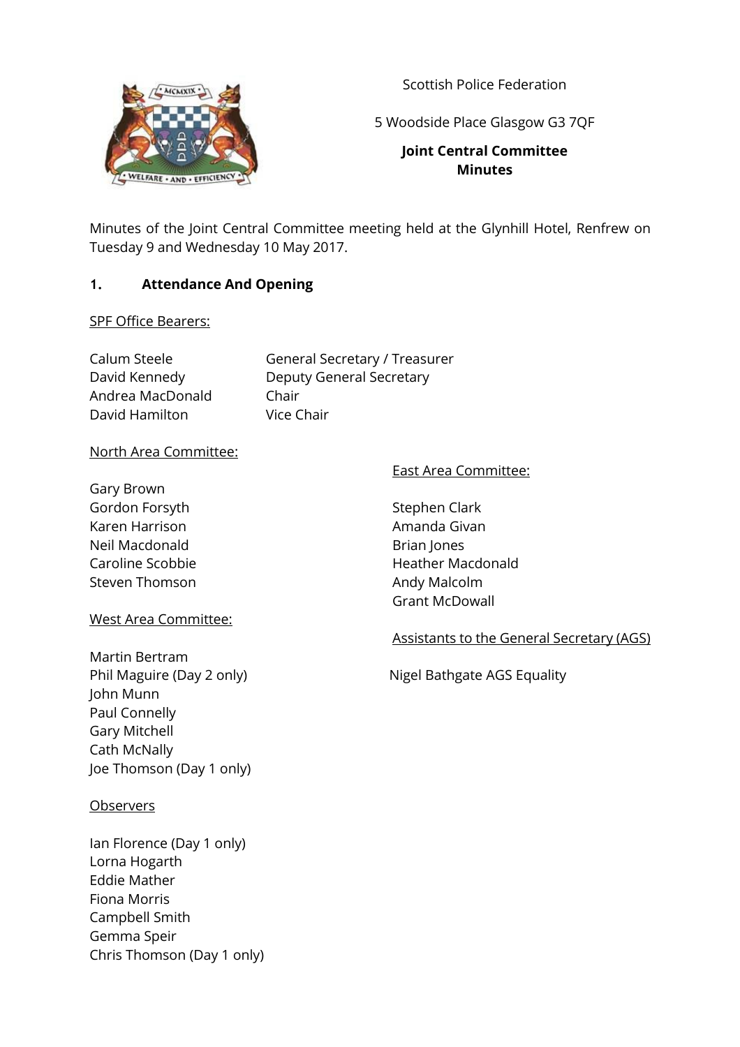Scottish Police Federation

5 Woodside Place Glasgow G3 7QF

**Joint Central Committee**
**Minutes**

Minutes of the Joint Central Committee meeting held at the Glynhill Hotel, Renfrew on Tuesday 9 and Wednesday 10 May 2017.

## 1. Attendance And Opening

SPF Office Bearers:

| | |
|---|---|
| Calum Steele | General Secretary / Treasurer |
| David Kennedy | Deputy General Secretary |
| Andrea MacDonald | Chair |
| David Hamilton | Vice Chair |

North Area Committee:

Gary Brown
Gordon Forsyth
Karen Harrison
Neil Macdonald
Caroline Scobbie
Steven Thomson

East Area Committee:

Stephen Clark
Amanda Givan
Brian Jones
Heather Macdonald
Andy Malcolm
Grant McDowall

West Area Committee:

Martin Bertram
Phil Maguire (Day 2 only)
John Munn
Paul Connelly
Gary Mitchell
Cath McNally
Joe Thomson (Day 1 only)

Assistants to the General Secretary (AGS)

Nigel Bathgate AGS Equality

Observers

Ian Florence (Day 1 only)
Lorna Hogarth
Eddie Mather
Fiona Morris
Campbell Smith
Gemma Speir
Chris Thomson (Day 1 only)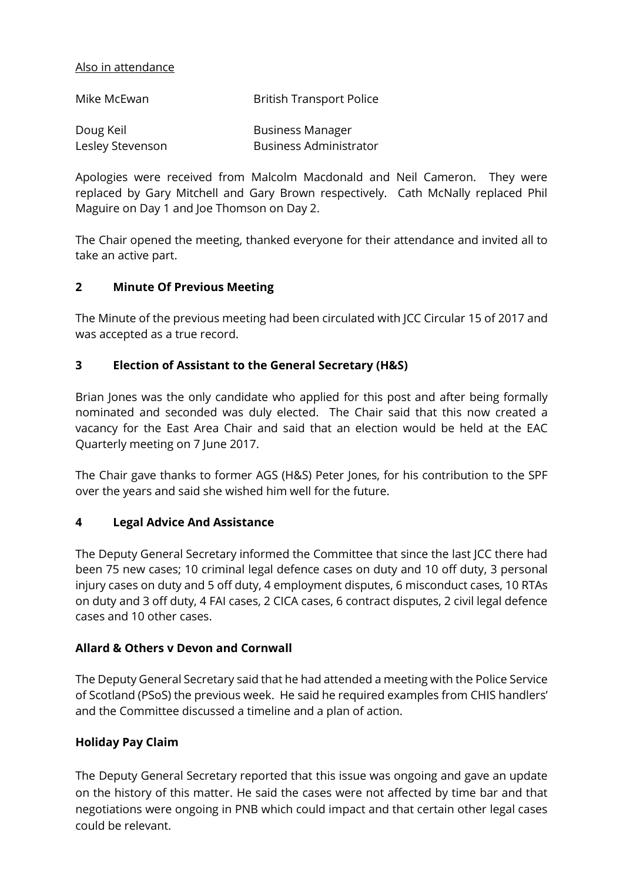Also in attendance

| | |
|---|---|
| Mike McEwan | British Transport Police |
| Doug Keil | Business Manager |
| Lesley Stevenson | Business Administrator |

Apologies were received from Malcolm Macdonald and Neil Cameron. They were replaced by Gary Mitchell and Gary Brown respectively. Cath McNally replaced Phil Maguire on Day 1 and Joe Thomson on Day 2.

The Chair opened the meeting, thanked everyone for their attendance and invited all to take an active part.

## 2 Minute Of Previous Meeting

The Minute of the previous meeting had been circulated with JCC Circular 15 of 2017 and was accepted as a true record.

## 3 Election of Assistant to the General Secretary (H&S)

Brian Jones was the only candidate who applied for this post and after being formally nominated and seconded was duly elected. The Chair said that this now created a vacancy for the East Area Chair and said that an election would be held at the EAC Quarterly meeting on 7 June 2017.

The Chair gave thanks to former AGS (H&S) Peter Jones, for his contribution to the SPF over the years and said she wished him well for the future.

## 4 Legal Advice And Assistance

The Deputy General Secretary informed the Committee that since the last JCC there had been 75 new cases; 10 criminal legal defence cases on duty and 10 off duty, 3 personal injury cases on duty and 5 off duty, 4 employment disputes, 6 misconduct cases, 10 RTAs on duty and 3 off duty, 4 FAI cases, 2 CICA cases, 6 contract disputes, 2 civil legal defence cases and 10 other cases.

### Allard & Others v Devon and Cornwall

The Deputy General Secretary said that he had attended a meeting with the Police Service of Scotland (PSoS) the previous week. He said he required examples from CHIS handlers' and the Committee discussed a timeline and a plan of action.

### Holiday Pay Claim

The Deputy General Secretary reported that this issue was ongoing and gave an update on the history of this matter. He said the cases were not affected by time bar and that negotiations were ongoing in PNB which could impact and that certain other legal cases could be relevant.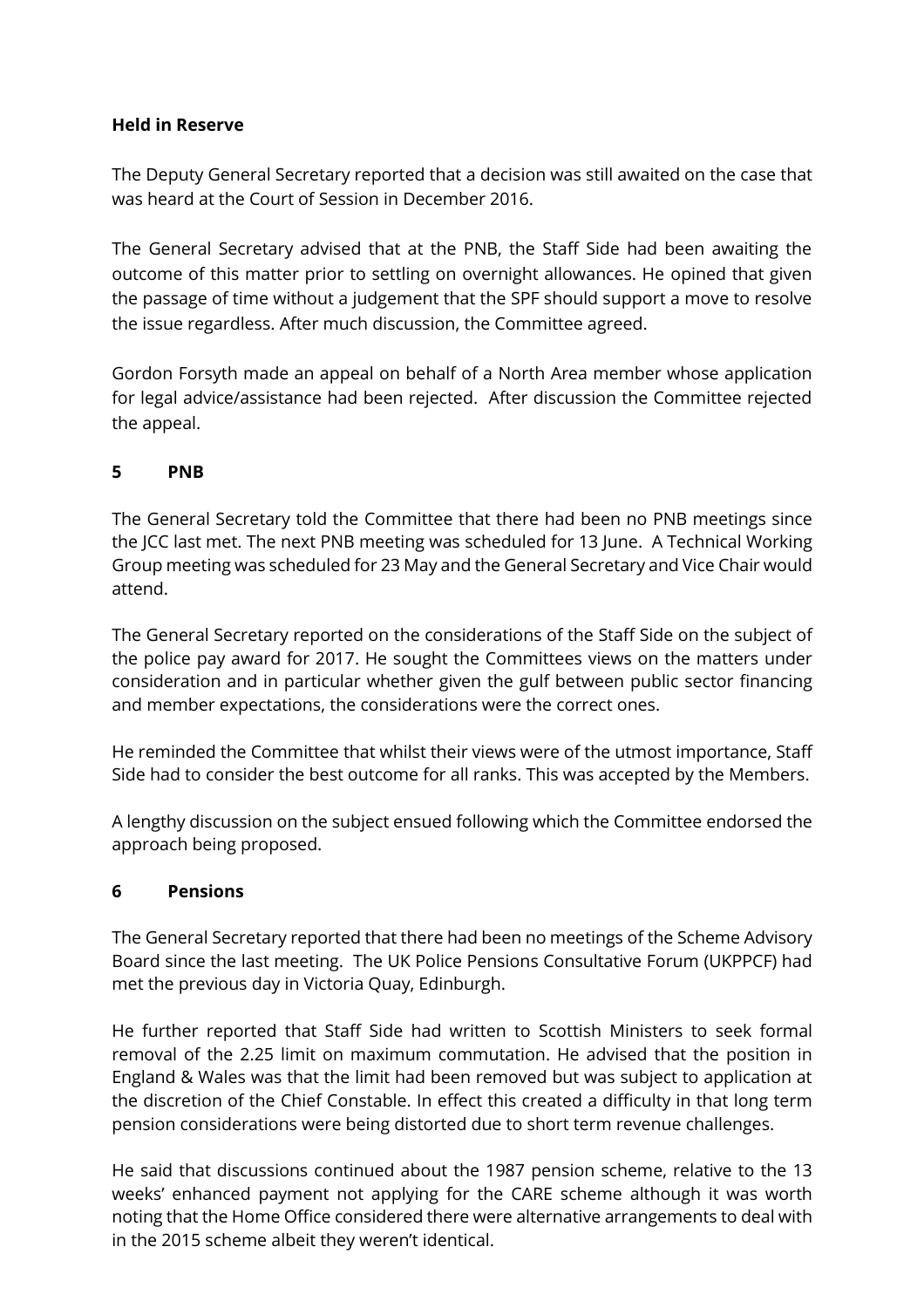**Held in Reserve**

The Deputy General Secretary reported that a decision was still awaited on the case that was heard at the Court of Session in December 2016.

The General Secretary advised that at the PNB, the Staff Side had been awaiting the outcome of this matter prior to settling on overnight allowances. He opined that given the passage of time without a judgement that the SPF should support a move to resolve the issue regardless. After much discussion, the Committee agreed.

Gordon Forsyth made an appeal on behalf of a North Area member whose application for legal advice/assistance had been rejected. After discussion the Committee rejected the appeal.

## 5 PNB

The General Secretary told the Committee that there had been no PNB meetings since the JCC last met. The next PNB meeting was scheduled for 13 June. A Technical Working Group meeting was scheduled for 23 May and the General Secretary and Vice Chair would attend.

The General Secretary reported on the considerations of the Staff Side on the subject of the police pay award for 2017. He sought the Committees views on the matters under consideration and in particular whether given the gulf between public sector financing and member expectations, the considerations were the correct ones.

He reminded the Committee that whilst their views were of the utmost importance, Staff Side had to consider the best outcome for all ranks. This was accepted by the Members.

A lengthy discussion on the subject ensued following which the Committee endorsed the approach being proposed.

## 6 Pensions

The General Secretary reported that there had been no meetings of the Scheme Advisory Board since the last meeting. The UK Police Pensions Consultative Forum (UKPPCF) had met the previous day in Victoria Quay, Edinburgh.

He further reported that Staff Side had written to Scottish Ministers to seek formal removal of the 2.25 limit on maximum commutation. He advised that the position in England & Wales was that the limit had been removed but was subject to application at the discretion of the Chief Constable. In effect this created a difficulty in that long term pension considerations were being distorted due to short term revenue challenges.

He said that discussions continued about the 1987 pension scheme, relative to the 13 weeks' enhanced payment not applying for the CARE scheme although it was worth noting that the Home Office considered there were alternative arrangements to deal with in the 2015 scheme albeit they weren't identical.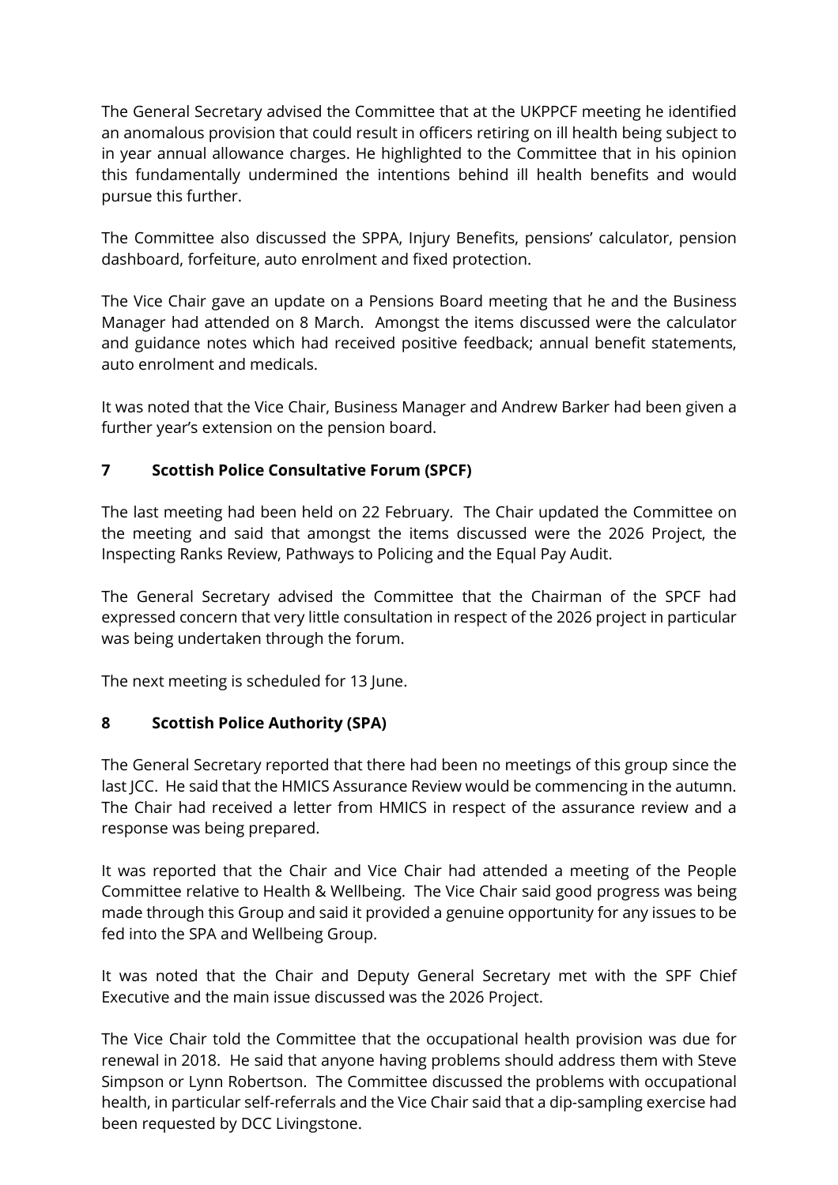The General Secretary advised the Committee that at the UKPPCF meeting he identified an anomalous provision that could result in officers retiring on ill health being subject to in year annual allowance charges. He highlighted to the Committee that in his opinion this fundamentally undermined the intentions behind ill health benefits and would pursue this further.

The Committee also discussed the SPPA, Injury Benefits, pensions' calculator, pension dashboard, forfeiture, auto enrolment and fixed protection.

The Vice Chair gave an update on a Pensions Board meeting that he and the Business Manager had attended on 8 March. Amongst the items discussed were the calculator and guidance notes which had received positive feedback; annual benefit statements, auto enrolment and medicals.

It was noted that the Vice Chair, Business Manager and Andrew Barker had been given a further year's extension on the pension board.

## 7 Scottish Police Consultative Forum (SPCF)

The last meeting had been held on 22 February. The Chair updated the Committee on the meeting and said that amongst the items discussed were the 2026 Project, the Inspecting Ranks Review, Pathways to Policing and the Equal Pay Audit.

The General Secretary advised the Committee that the Chairman of the SPCF had expressed concern that very little consultation in respect of the 2026 project in particular was being undertaken through the forum.

The next meeting is scheduled for 13 June.

## 8 Scottish Police Authority (SPA)

The General Secretary reported that there had been no meetings of this group since the last JCC. He said that the HMICS Assurance Review would be commencing in the autumn. The Chair had received a letter from HMICS in respect of the assurance review and a response was being prepared.

It was reported that the Chair and Vice Chair had attended a meeting of the People Committee relative to Health & Wellbeing. The Vice Chair said good progress was being made through this Group and said it provided a genuine opportunity for any issues to be fed into the SPA and Wellbeing Group.

It was noted that the Chair and Deputy General Secretary met with the SPF Chief Executive and the main issue discussed was the 2026 Project.

The Vice Chair told the Committee that the occupational health provision was due for renewal in 2018. He said that anyone having problems should address them with Steve Simpson or Lynn Robertson. The Committee discussed the problems with occupational health, in particular self-referrals and the Vice Chair said that a dip-sampling exercise had been requested by DCC Livingstone.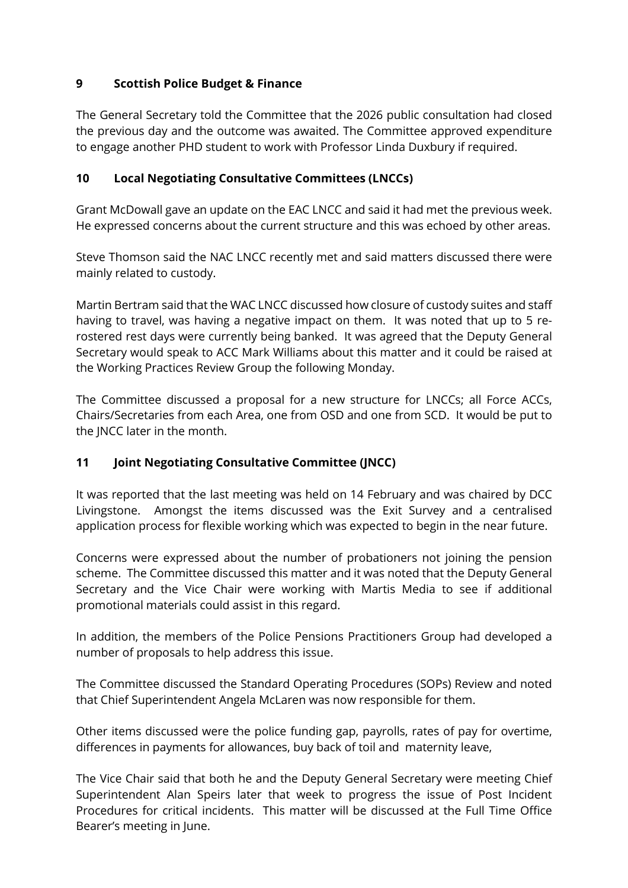## 9 Scottish Police Budget & Finance

The General Secretary told the Committee that the 2026 public consultation had closed the previous day and the outcome was awaited. The Committee approved expenditure to engage another PHD student to work with Professor Linda Duxbury if required.

## 10 Local Negotiating Consultative Committees (LNCCs)

Grant McDowall gave an update on the EAC LNCC and said it had met the previous week. He expressed concerns about the current structure and this was echoed by other areas.

Steve Thomson said the NAC LNCC recently met and said matters discussed there were mainly related to custody.

Martin Bertram said that the WAC LNCC discussed how closure of custody suites and staff having to travel, was having a negative impact on them. It was noted that up to 5 re-rostered rest days were currently being banked. It was agreed that the Deputy General Secretary would speak to ACC Mark Williams about this matter and it could be raised at the Working Practices Review Group the following Monday.

The Committee discussed a proposal for a new structure for LNCCs; all Force ACCs, Chairs/Secretaries from each Area, one from OSD and one from SCD. It would be put to the JNCC later in the month.

## 11 Joint Negotiating Consultative Committee (JNCC)

It was reported that the last meeting was held on 14 February and was chaired by DCC Livingstone. Amongst the items discussed was the Exit Survey and a centralised application process for flexible working which was expected to begin in the near future.

Concerns were expressed about the number of probationers not joining the pension scheme. The Committee discussed this matter and it was noted that the Deputy General Secretary and the Vice Chair were working with Martis Media to see if additional promotional materials could assist in this regard.

In addition, the members of the Police Pensions Practitioners Group had developed a number of proposals to help address this issue.

The Committee discussed the Standard Operating Procedures (SOPs) Review and noted that Chief Superintendent Angela McLaren was now responsible for them.

Other items discussed were the police funding gap, payrolls, rates of pay for overtime, differences in payments for allowances, buy back of toil and maternity leave,

The Vice Chair said that both he and the Deputy General Secretary were meeting Chief Superintendent Alan Speirs later that week to progress the issue of Post Incident Procedures for critical incidents. This matter will be discussed at the Full Time Office Bearer's meeting in June.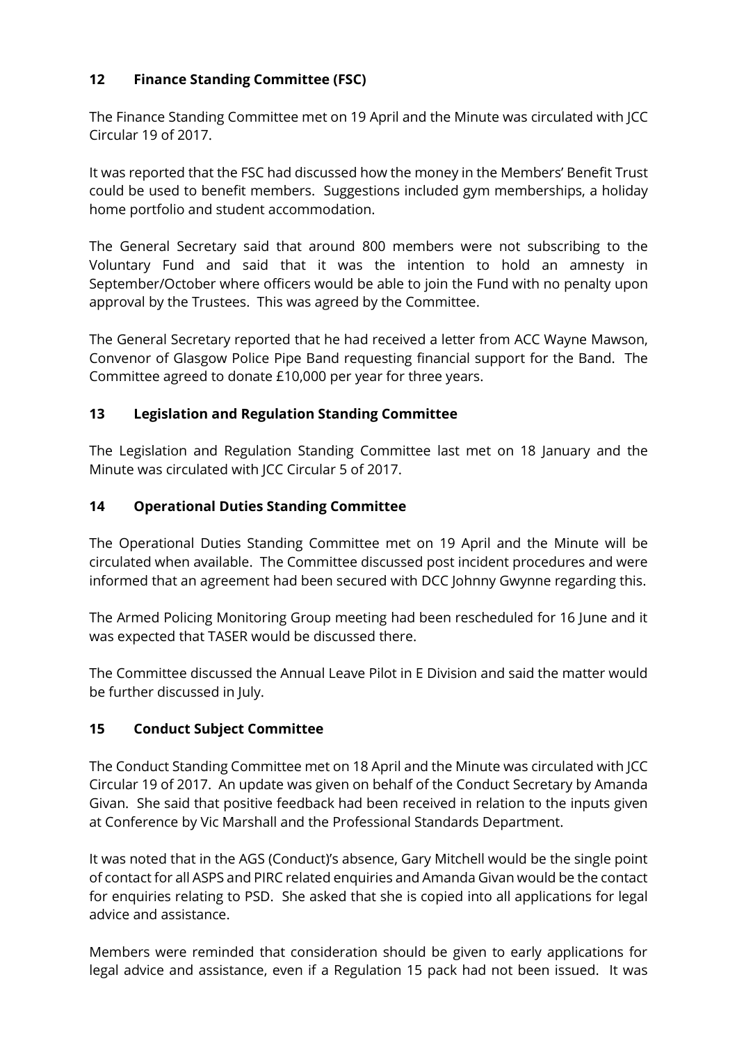## 12 Finance Standing Committee (FSC)

The Finance Standing Committee met on 19 April and the Minute was circulated with JCC Circular 19 of 2017.

It was reported that the FSC had discussed how the money in the Members' Benefit Trust could be used to benefit members. Suggestions included gym memberships, a holiday home portfolio and student accommodation.

The General Secretary said that around 800 members were not subscribing to the Voluntary Fund and said that it was the intention to hold an amnesty in September/October where officers would be able to join the Fund with no penalty upon approval by the Trustees. This was agreed by the Committee.

The General Secretary reported that he had received a letter from ACC Wayne Mawson, Convenor of Glasgow Police Pipe Band requesting financial support for the Band. The Committee agreed to donate £10,000 per year for three years.

## 13 Legislation and Regulation Standing Committee

The Legislation and Regulation Standing Committee last met on 18 January and the Minute was circulated with JCC Circular 5 of 2017.

## 14 Operational Duties Standing Committee

The Operational Duties Standing Committee met on 19 April and the Minute will be circulated when available. The Committee discussed post incident procedures and were informed that an agreement had been secured with DCC Johnny Gwynne regarding this.

The Armed Policing Monitoring Group meeting had been rescheduled for 16 June and it was expected that TASER would be discussed there.

The Committee discussed the Annual Leave Pilot in E Division and said the matter would be further discussed in July.

## 15 Conduct Subject Committee

The Conduct Standing Committee met on 18 April and the Minute was circulated with JCC Circular 19 of 2017. An update was given on behalf of the Conduct Secretary by Amanda Givan. She said that positive feedback had been received in relation to the inputs given at Conference by Vic Marshall and the Professional Standards Department.

It was noted that in the AGS (Conduct)'s absence, Gary Mitchell would be the single point of contact for all ASPS and PIRC related enquiries and Amanda Givan would be the contact for enquiries relating to PSD. She asked that she is copied into all applications for legal advice and assistance.

Members were reminded that consideration should be given to early applications for legal advice and assistance, even if a Regulation 15 pack had not been issued. It was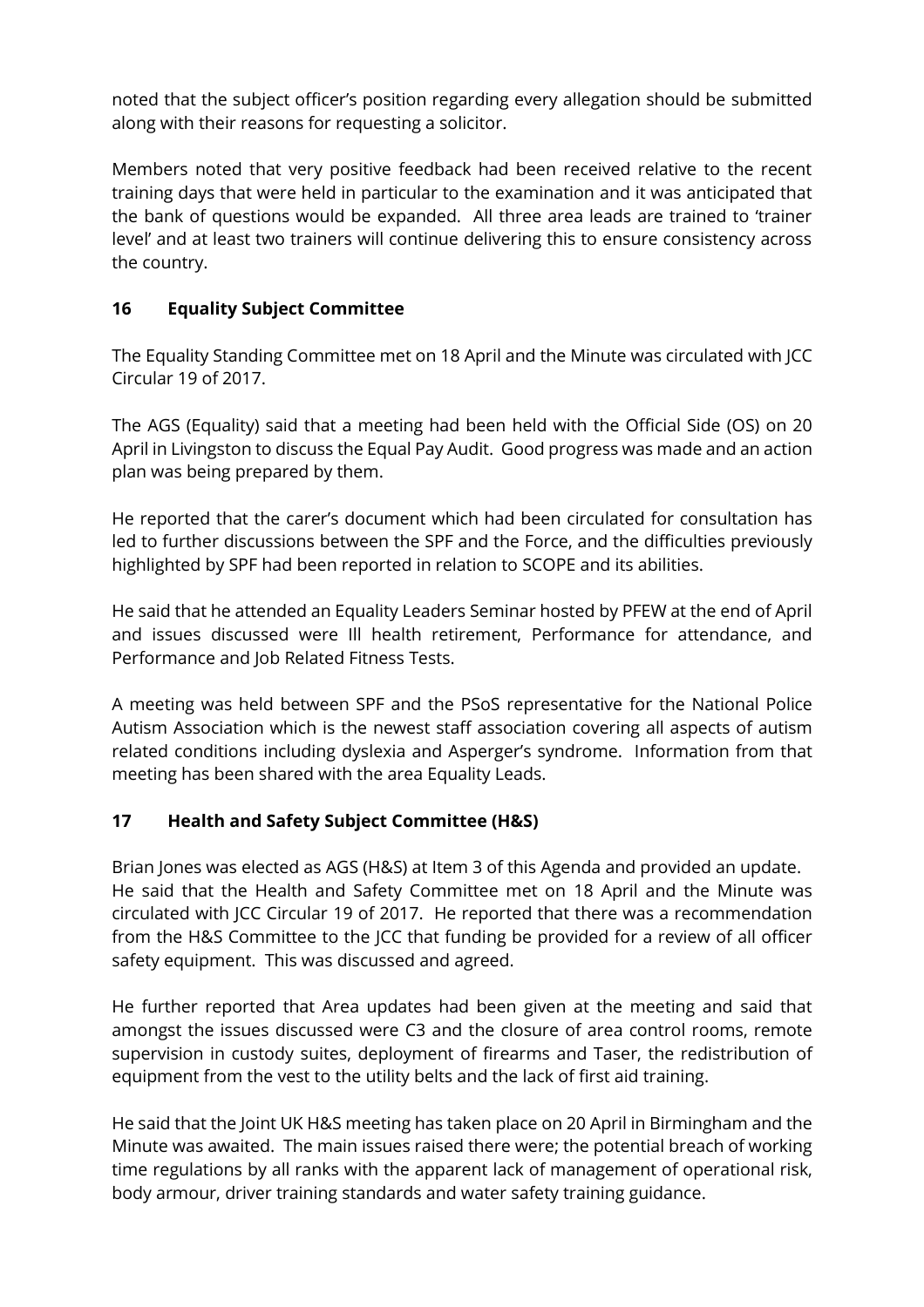noted that the subject officer's position regarding every allegation should be submitted along with their reasons for requesting a solicitor.

Members noted that very positive feedback had been received relative to the recent training days that were held in particular to the examination and it was anticipated that the bank of questions would be expanded. All three area leads are trained to 'trainer level' and at least two trainers will continue delivering this to ensure consistency across the country.

## 16 Equality Subject Committee

The Equality Standing Committee met on 18 April and the Minute was circulated with JCC Circular 19 of 2017.

The AGS (Equality) said that a meeting had been held with the Official Side (OS) on 20 April in Livingston to discuss the Equal Pay Audit. Good progress was made and an action plan was being prepared by them.

He reported that the carer's document which had been circulated for consultation has led to further discussions between the SPF and the Force, and the difficulties previously highlighted by SPF had been reported in relation to SCOPE and its abilities.

He said that he attended an Equality Leaders Seminar hosted by PFEW at the end of April and issues discussed were Ill health retirement, Performance for attendance, and Performance and Job Related Fitness Tests.

A meeting was held between SPF and the PSoS representative for the National Police Autism Association which is the newest staff association covering all aspects of autism related conditions including dyslexia and Asperger's syndrome. Information from that meeting has been shared with the area Equality Leads.

## 17 Health and Safety Subject Committee (H&S)

Brian Jones was elected as AGS (H&S) at Item 3 of this Agenda and provided an update. He said that the Health and Safety Committee met on 18 April and the Minute was circulated with JCC Circular 19 of 2017. He reported that there was a recommendation from the H&S Committee to the JCC that funding be provided for a review of all officer safety equipment. This was discussed and agreed.

He further reported that Area updates had been given at the meeting and said that amongst the issues discussed were C3 and the closure of area control rooms, remote supervision in custody suites, deployment of firearms and Taser, the redistribution of equipment from the vest to the utility belts and the lack of first aid training.

He said that the Joint UK H&S meeting has taken place on 20 April in Birmingham and the Minute was awaited. The main issues raised there were; the potential breach of working time regulations by all ranks with the apparent lack of management of operational risk, body armour, driver training standards and water safety training guidance.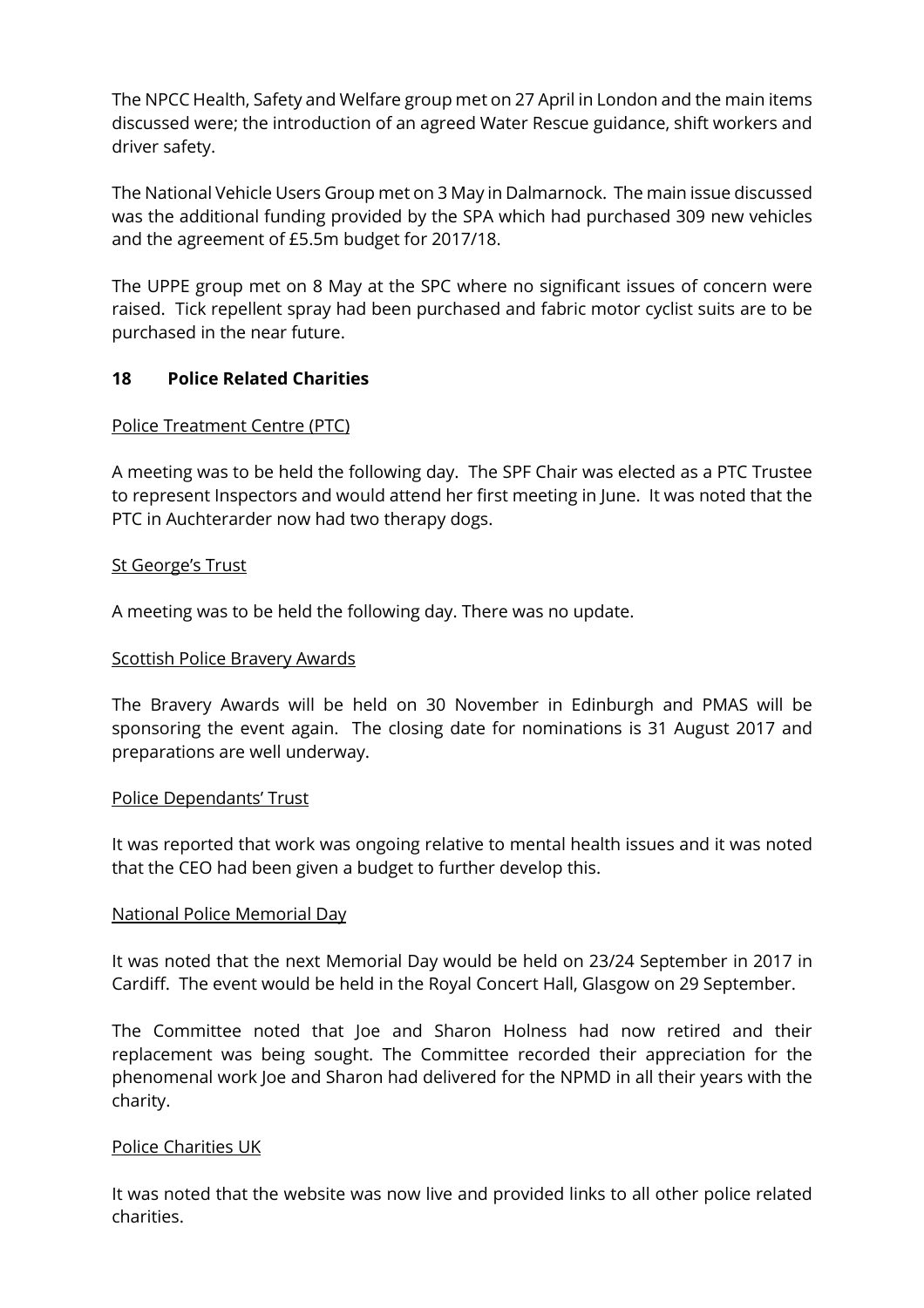The NPCC Health, Safety and Welfare group met on 27 April in London and the main items discussed were; the introduction of an agreed Water Rescue guidance, shift workers and driver safety.

The National Vehicle Users Group met on 3 May in Dalmarnock. The main issue discussed was the additional funding provided by the SPA which had purchased 309 new vehicles and the agreement of £5.5m budget for 2017/18.

The UPPE group met on 8 May at the SPC where no significant issues of concern were raised. Tick repellent spray had been purchased and fabric motor cyclist suits are to be purchased in the near future.

## 18 Police Related Charities

Police Treatment Centre (PTC)

A meeting was to be held the following day. The SPF Chair was elected as a PTC Trustee to represent Inspectors and would attend her first meeting in June. It was noted that the PTC in Auchterarder now had two therapy dogs.

St George's Trust

A meeting was to be held the following day. There was no update.

Scottish Police Bravery Awards

The Bravery Awards will be held on 30 November in Edinburgh and PMAS will be sponsoring the event again. The closing date for nominations is 31 August 2017 and preparations are well underway.

Police Dependants' Trust

It was reported that work was ongoing relative to mental health issues and it was noted that the CEO had been given a budget to further develop this.

National Police Memorial Day

It was noted that the next Memorial Day would be held on 23/24 September in 2017 in Cardiff. The event would be held in the Royal Concert Hall, Glasgow on 29 September.

The Committee noted that Joe and Sharon Holness had now retired and their replacement was being sought. The Committee recorded their appreciation for the phenomenal work Joe and Sharon had delivered for the NPMD in all their years with the charity.

Police Charities UK

It was noted that the website was now live and provided links to all other police related charities.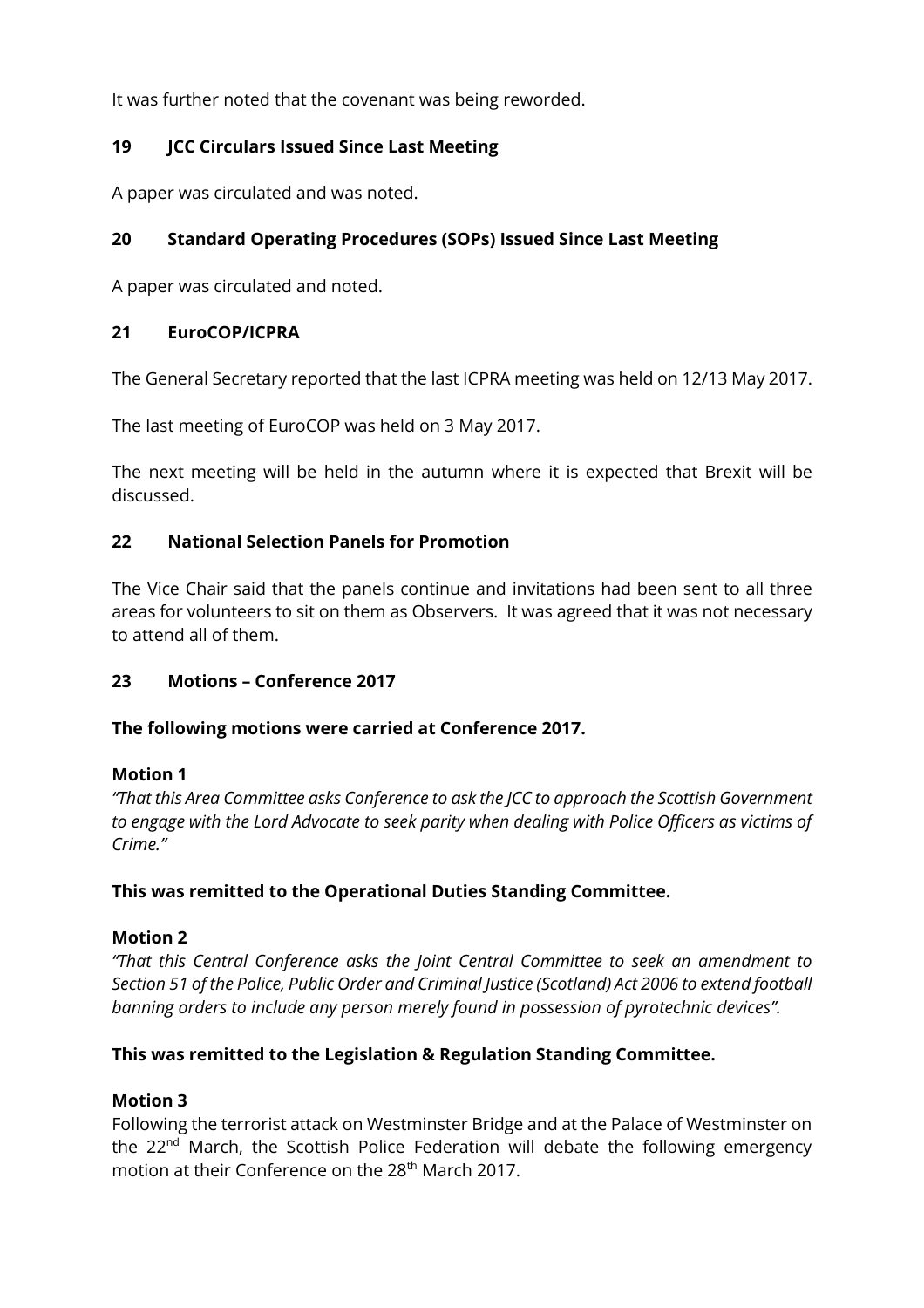It was further noted that the covenant was being reworded.

## 19 JCC Circulars Issued Since Last Meeting

A paper was circulated and was noted.

## 20 Standard Operating Procedures (SOPs) Issued Since Last Meeting

A paper was circulated and noted.

## 21 EuroCOP/ICPRA

The General Secretary reported that the last ICPRA meeting was held on 12/13 May 2017.

The last meeting of EuroCOP was held on 3 May 2017.

The next meeting will be held in the autumn where it is expected that Brexit will be discussed.

## 22 National Selection Panels for Promotion

The Vice Chair said that the panels continue and invitations had been sent to all three areas for volunteers to sit on them as Observers. It was agreed that it was not necessary to attend all of them.

## 23 Motions – Conference 2017

**The following motions were carried at Conference 2017.**

**Motion 1**

*"That this Area Committee asks Conference to ask the JCC to approach the Scottish Government to engage with the Lord Advocate to seek parity when dealing with Police Officers as victims of Crime."*

**This was remitted to the Operational Duties Standing Committee.**

**Motion 2**

*"That this Central Conference asks the Joint Central Committee to seek an amendment to Section 51 of the Police, Public Order and Criminal Justice (Scotland) Act 2006 to extend football banning orders to include any person merely found in possession of pyrotechnic devices".*

**This was remitted to the Legislation & Regulation Standing Committee.**

**Motion 3**

Following the terrorist attack on Westminster Bridge and at the Palace of Westminster on the 22nd March, the Scottish Police Federation will debate the following emergency motion at their Conference on the 28th March 2017.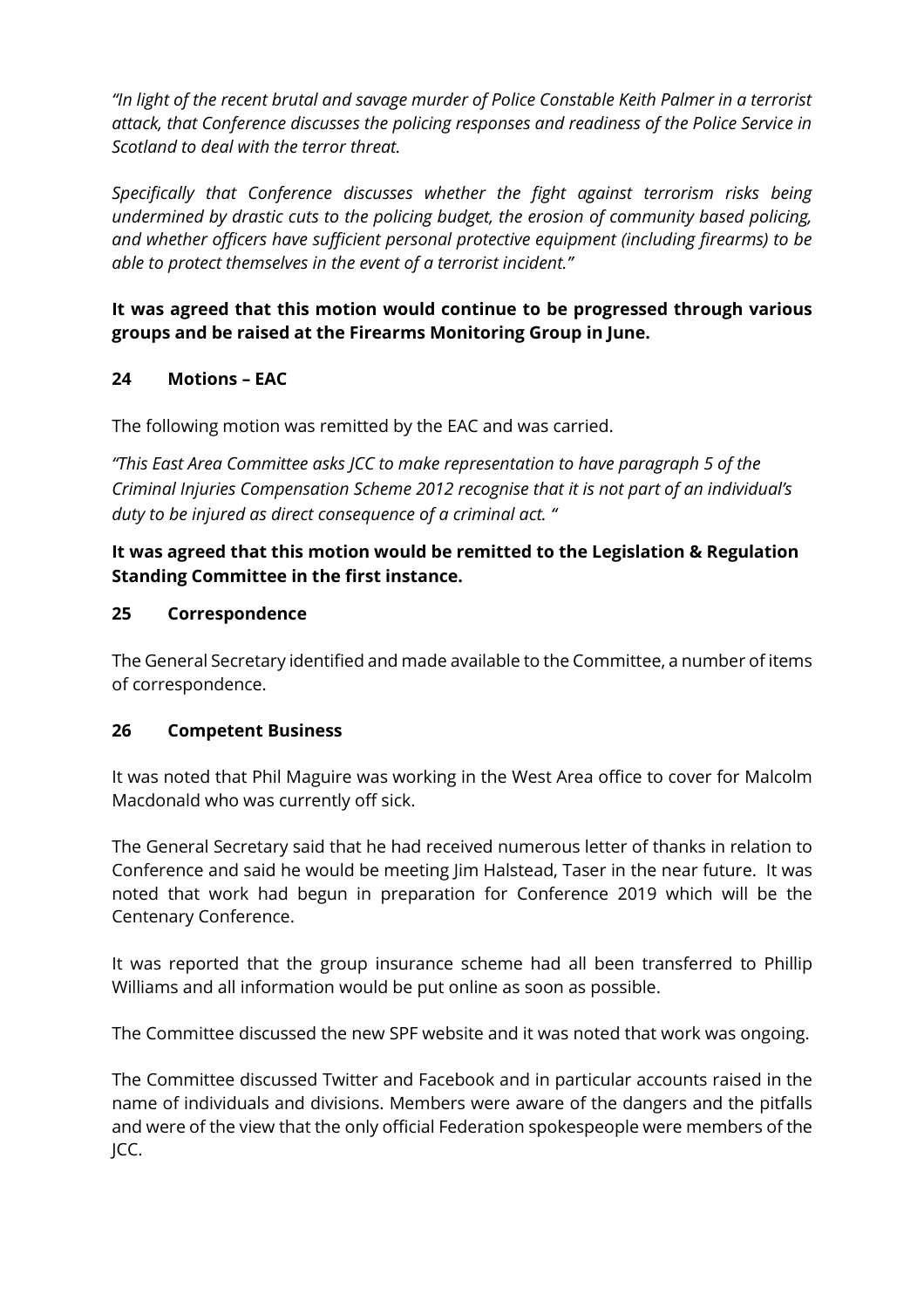*"In light of the recent brutal and savage murder of Police Constable Keith Palmer in a terrorist attack, that Conference discusses the policing responses and readiness of the Police Service in Scotland to deal with the terror threat.*

*Specifically that Conference discusses whether the fight against terrorism risks being undermined by drastic cuts to the policing budget, the erosion of community based policing, and whether officers have sufficient personal protective equipment (including firearms) to be able to protect themselves in the event of a terrorist incident."*

**It was agreed that this motion would continue to be progressed through various groups and be raised at the Firearms Monitoring Group in June.**

## 24 Motions – EAC

The following motion was remitted by the EAC and was carried.

*"This East Area Committee asks JCC to make representation to have paragraph 5 of the Criminal Injuries Compensation Scheme 2012 recognise that it is not part of an individual's duty to be injured as direct consequence of a criminal act. "*

**It was agreed that this motion would be remitted to the Legislation & Regulation Standing Committee in the first instance.**

## 25 Correspondence

The General Secretary identified and made available to the Committee, a number of items of correspondence.

## 26 Competent Business

It was noted that Phil Maguire was working in the West Area office to cover for Malcolm Macdonald who was currently off sick.

The General Secretary said that he had received numerous letter of thanks in relation to Conference and said he would be meeting Jim Halstead, Taser in the near future. It was noted that work had begun in preparation for Conference 2019 which will be the Centenary Conference.

It was reported that the group insurance scheme had all been transferred to Phillip Williams and all information would be put online as soon as possible.

The Committee discussed the new SPF website and it was noted that work was ongoing.

The Committee discussed Twitter and Facebook and in particular accounts raised in the name of individuals and divisions. Members were aware of the dangers and the pitfalls and were of the view that the only official Federation spokespeople were members of the JCC.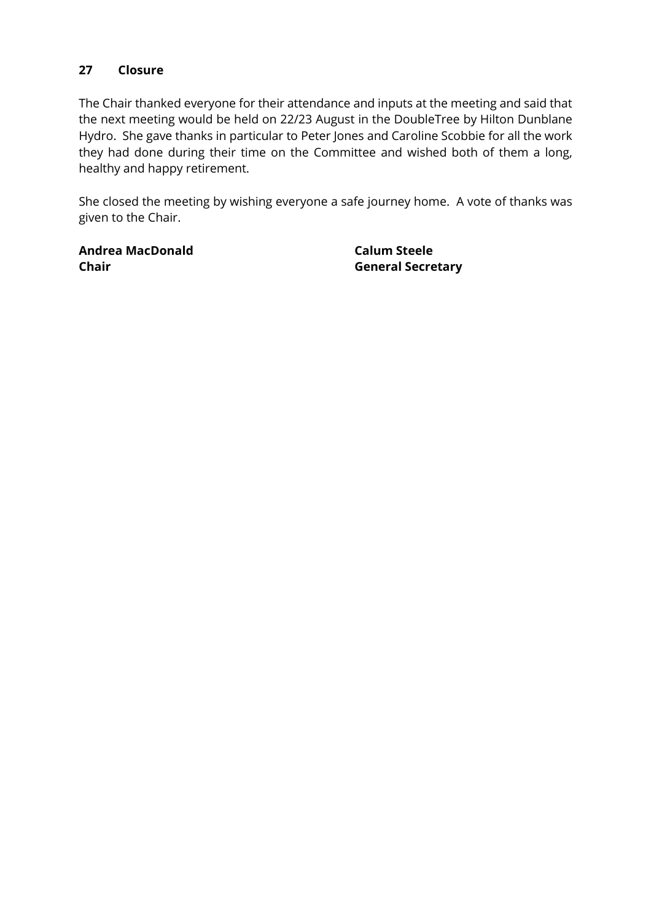## 27 Closure

The Chair thanked everyone for their attendance and inputs at the meeting and said that the next meeting would be held on 22/23 August in the DoubleTree by Hilton Dunblane Hydro. She gave thanks in particular to Peter Jones and Caroline Scobbie for all the work they had done during their time on the Committee and wished both of them a long, healthy and happy retirement.

She closed the meeting by wishing everyone a safe journey home. A vote of thanks was given to the Chair.

| | |
|---|---|
| **Andrea MacDonald** | **Calum Steele** |
| **Chair** | **General Secretary** |